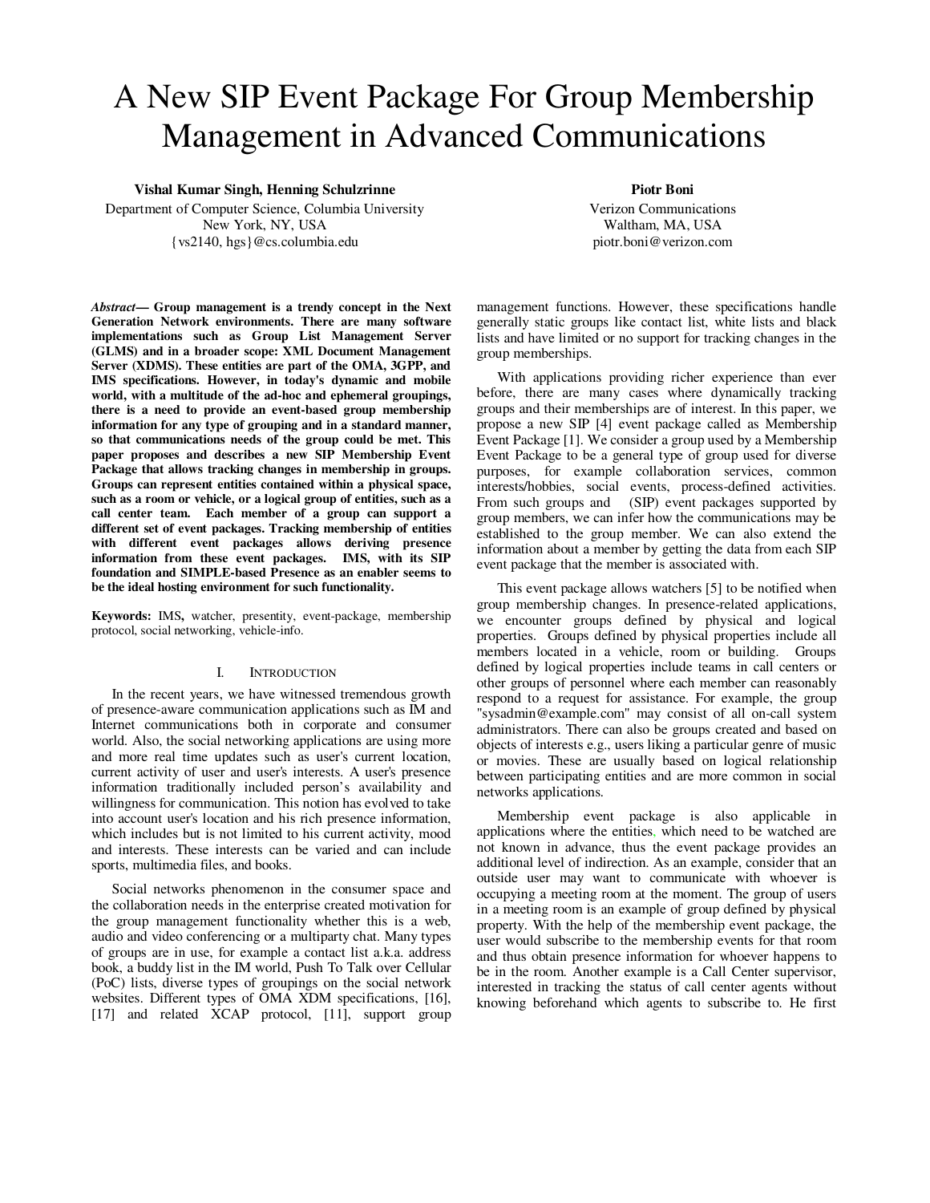# A New SIP Event Package For Group Membership Management in Advanced Communications

**Vishal Kumar Singh, Henning Schulzrinne**
Department of Computer Science, Columbia University
New York, NY, USA
{vs2140, hgs}@cs.columbia.edu

**Piotr Boni**
Verizon Communications
Waltham, MA, USA
piotr.boni@verizon.com

***Abstract*— Group management is a trendy concept in the Next Generation Network environments. There are many software implementations such as Group List Management Server (GLMS) and in a broader scope: XML Document Management Server (XDMS). These entities are part of the OMA, 3GPP, and IMS specifications. However, in today's dynamic and mobile world, with a multitude of the ad-hoc and ephemeral groupings, there is a need to provide an event-based group membership information for any type of grouping and in a standard manner, so that communications needs of the group could be met. This paper proposes and describes a new SIP Membership Event Package that allows tracking changes in membership in groups. Groups can represent entities contained within a physical space, such as a room or vehicle, or a logical group of entities, such as a call center team. Each member of a group can support a different set of event packages. Tracking membership of entities with different event packages allows deriving presence information from these event packages. IMS, with its SIP foundation and SIMPLE-based Presence as an enabler seems to be the ideal hosting environment for such functionality.**

**Keywords:** IMS**,** watcher, presentity, event-package, membership protocol, social networking, vehicle-info.

## I. Introduction

In the recent years, we have witnessed tremendous growth of presence-aware communication applications such as IM and Internet communications both in corporate and consumer world. Also, the social networking applications are using more and more real time updates such as user's current location, current activity of user and user's interests. A user's presence information traditionally included person's availability and willingness for communication. This notion has evolved to take into account user's location and his rich presence information, which includes but is not limited to his current activity, mood and interests. These interests can be varied and can include sports, multimedia files, and books.

Social networks phenomenon in the consumer space and the collaboration needs in the enterprise created motivation for the group management functionality whether this is a web, audio and video conferencing or a multiparty chat. Many types of groups are in use, for example a contact list a.k.a. address book, a buddy list in the IM world, Push To Talk over Cellular (PoC) lists, diverse types of groupings on the social network websites. Different types of OMA XDM specifications, [16], [17] and related XCAP protocol, [11], support group management functions. However, these specifications handle generally static groups like contact list, white lists and black lists and have limited or no support for tracking changes in the group memberships.

With applications providing richer experience than ever before, there are many cases where dynamically tracking groups and their memberships are of interest. In this paper, we propose a new SIP [4] event package called as Membership Event Package [1]. We consider a group used by a Membership Event Package to be a general type of group used for diverse purposes, for example collaboration services, common interests/hobbies, social events, process-defined activities. From such groups and (SIP) event packages supported by group members, we can infer how the communications may be established to the group member. We can also extend the information about a member by getting the data from each SIP event package that the member is associated with.

This event package allows watchers [5] to be notified when group membership changes. In presence-related applications, we encounter groups defined by physical and logical properties. Groups defined by physical properties include all members located in a vehicle, room or building. Groups defined by logical properties include teams in call centers or other groups of personnel where each member can reasonably respond to a request for assistance. For example, the group "sysadmin@example.com" may consist of all on-call system administrators. There can also be groups created and based on objects of interests e.g., users liking a particular genre of music or movies. These are usually based on logical relationship between participating entities and are more common in social networks applications.

Membership event package is also applicable in applications where the entities, which need to be watched are not known in advance, thus the event package provides an additional level of indirection. As an example, consider that an outside user may want to communicate with whoever is occupying a meeting room at the moment. The group of users in a meeting room is an example of group defined by physical property. With the help of the membership event package, the user would subscribe to the membership events for that room and thus obtain presence information for whoever happens to be in the room. Another example is a Call Center supervisor, interested in tracking the status of call center agents without knowing beforehand which agents to subscribe to. He first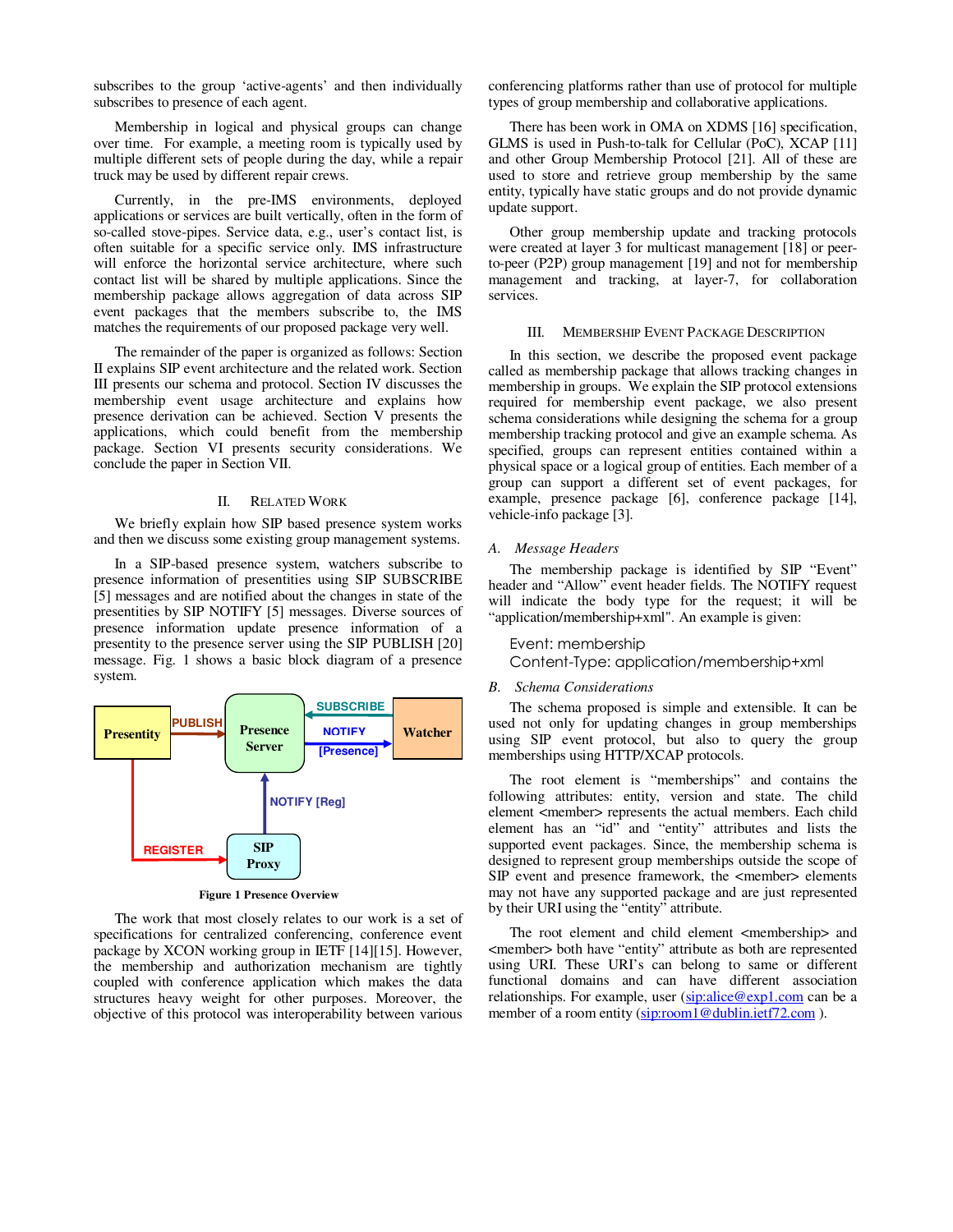subscribes to the group 'active-agents' and then individually subscribes to presence of each agent.

Membership in logical and physical groups can change over time. For example, a meeting room is typically used by multiple different sets of people during the day, while a repair truck may be used by different repair crews.

Currently, in the pre-IMS environments, deployed applications or services are built vertically, often in the form of so-called stove-pipes. Service data, e.g., user's contact list, is often suitable for a specific service only. IMS infrastructure will enforce the horizontal service architecture, where such contact list will be shared by multiple applications. Since the membership package allows aggregation of data across SIP event packages that the members subscribe to, the IMS matches the requirements of our proposed package very well.

The remainder of the paper is organized as follows: Section II explains SIP event architecture and the related work. Section III presents our schema and protocol. Section IV discusses the membership event usage architecture and explains how presence derivation can be achieved. Section V presents the applications, which could benefit from the membership package. Section VI presents security considerations. We conclude the paper in Section VII.

## II. Related Work

We briefly explain how SIP based presence system works and then we discuss some existing group management systems.

In a SIP-based presence system, watchers subscribe to presence information of presentities using SIP SUBSCRIBE [5] messages and are notified about the changes in state of the presentities by SIP NOTIFY [5] messages. Diverse sources of presence information update presence information of a presentity to the presence server using the SIP PUBLISH [20] message. Fig. 1 shows a basic block diagram of a presence system.

Figure 1 Presence Overview

The work that most closely relates to our work is a set of specifications for centralized conferencing, conference event package by XCON working group in IETF [14][15]. However, the membership and authorization mechanism are tightly coupled with conference application which makes the data structures heavy weight for other purposes. Moreover, the objective of this protocol was interoperability between various conferencing platforms rather than use of protocol for multiple types of group membership and collaborative applications.

There has been work in OMA on XDMS [16] specification, GLMS is used in Push-to-talk for Cellular (PoC), XCAP [11] and other Group Membership Protocol [21]. All of these are used to store and retrieve group membership by the same entity, typically have static groups and do not provide dynamic update support.

Other group membership update and tracking protocols were created at layer 3 for multicast management [18] or peer-to-peer (P2P) group management [19] and not for membership management and tracking, at layer-7, for collaboration services.

## III. Membership Event Package Description

In this section, we describe the proposed event package called as membership package that allows tracking changes in membership in groups. We explain the SIP protocol extensions required for membership event package, we also present schema considerations while designing the schema for a group membership tracking protocol and give an example schema. As specified, groups can represent entities contained within a physical space or a logical group of entities. Each member of a group can support a different set of event packages, for example, presence package [6], conference package [14], vehicle-info package [3].

### *A. Message Headers*

The membership package is identified by SIP "Event" header and "Allow" event header fields. The NOTIFY request will indicate the body type for the request; it will be "application/membership+xml". An example is given:

```
Event: membership
Content-Type: application/membership+xml
```

### *B. Schema Considerations*

The schema proposed is simple and extensible. It can be used not only for updating changes in group memberships using SIP event protocol, but also to query the group memberships using HTTP/XCAP protocols.

The root element is "memberships" and contains the following attributes: entity, version and state. The child element <member> represents the actual members. Each child element has an "id" and "entity" attributes and lists the supported event packages. Since, the membership schema is designed to represent group memberships outside the scope of SIP event and presence framework, the <member> elements may not have any supported package and are just represented by their URI using the "entity" attribute.

The root element and child element <membership> and <member> both have "entity" attribute as both are represented using URI. These URI's can belong to same or different functional domains and can have different association relationships. For example, user (sip:alice@exp1.com can be a member of a room entity (sip:room1@dublin.ietf72.com ).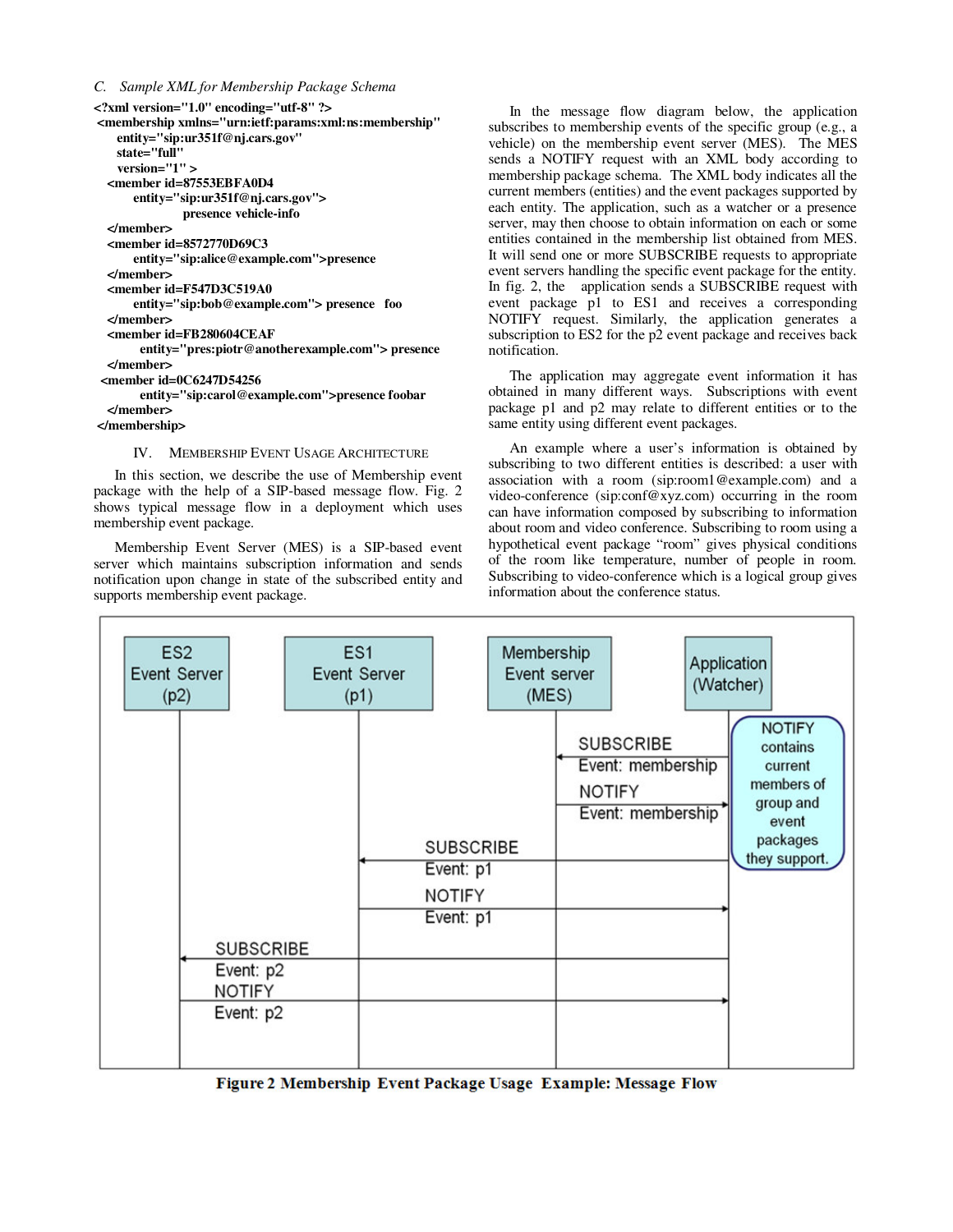### C. *Sample XML for Membership Package Schema*

```
<?xml version="1.0" encoding="utf-8" ?>
 <membership xmlns="urn:ietf:params:xml:ns:membership"
     entity="sip:ur351f@nj.cars.gov"
     state="full"
     version="1" >
   <member id=87553EBFA0D4
         entity="sip:ur351f@nj.cars.gov">
                  presence vehicle-info
   </member>
   <member id=8572770D69C3
         entity="sip:alice@example.com">presence
   </member>
   <member id=F547D3C519A0
         entity="sip:bob@example.com"> presence   foo
   </member>
   <member id=FB280604CEAF
          entity="pres:piotr@anotherexample.com"> presence
   </member>
 <member id=0C6247D54256
          entity="sip:carol@example.com">presence foobar
   </member>
 </membership>
```

## IV. Membership Event Usage Architecture

In this section, we describe the use of Membership event package with the help of a SIP-based message flow. Fig. 2 shows typical message flow in a deployment which uses membership event package.

Membership Event Server (MES) is a SIP-based event server which maintains subscription information and sends notification upon change in state of the subscribed entity and supports membership event package.

In the message flow diagram below, the application subscribes to membership events of the specific group (e.g., a vehicle) on the membership event server (MES). The MES sends a NOTIFY request with an XML body according to membership package schema. The XML body indicates all the current members (entities) and the event packages supported by each entity. The application, such as a watcher or a presence server, may then choose to obtain information on each or some entities contained in the membership list obtained from MES. It will send one or more SUBSCRIBE requests to appropriate event servers handling the specific event package for the entity. In fig. 2, the application sends a SUBSCRIBE request with event package p1 to ES1 and receives a corresponding NOTIFY request. Similarly, the application generates a subscription to ES2 for the p2 event package and receives back notification.

The application may aggregate event information it has obtained in many different ways. Subscriptions with event package p1 and p2 may relate to different entities or to the same entity using different event packages.

An example where a user's information is obtained by subscribing to two different entities is described: a user with association with a room (sip:room1@example.com) and a video-conference (sip:conf@xyz.com) occurring in the room can have information composed by subscribing to information about room and video conference. Subscribing to room using a hypothetical event package "room" gives physical conditions of the room like temperature, number of people in room. Subscribing to video-conference which is a logical group gives information about the conference status.

| ES2 Event Server (p2) | ES1 Event Server (p1) | Membership Event server (MES) | Application (Watcher) |
|---|---|---|---|
| | | ← SUBSCRIBE Event: membership | |
| | | NOTIFY Event: membership → | NOTIFY contains current members of group and event packages they support. |
| | ← SUBSCRIBE Event: p1 | | |
| | NOTIFY Event: p1 → | | |
| ← SUBSCRIBE Event: p2 | | | |
| NOTIFY Event: p2 → | | | |

**Figure 2 Membership Event Package Usage Example: Message Flow**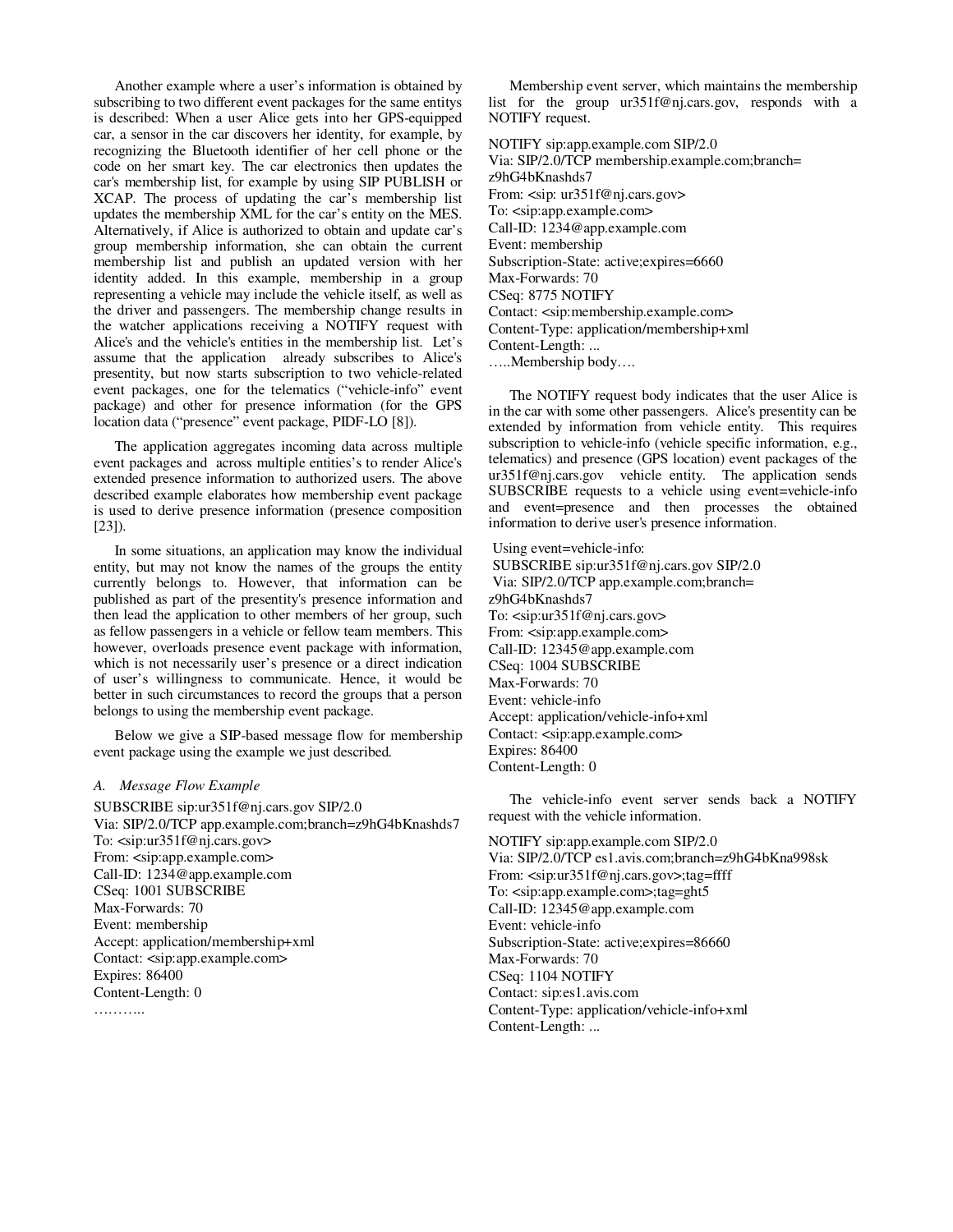Another example where a user's information is obtained by subscribing to two different event packages for the same entitys is described: When a user Alice gets into her GPS-equipped car, a sensor in the car discovers her identity, for example, by recognizing the Bluetooth identifier of her cell phone or the code on her smart key. The car electronics then updates the car's membership list, for example by using SIP PUBLISH or XCAP. The process of updating the car's membership list updates the membership XML for the car's entity on the MES. Alternatively, if Alice is authorized to obtain and update car's group membership information, she can obtain the current membership list and publish an updated version with her identity added. In this example, membership in a group representing a vehicle may include the vehicle itself, as well as the driver and passengers. The membership change results in the watcher applications receiving a NOTIFY request with Alice's and the vehicle's entities in the membership list. Let's assume that the application already subscribes to Alice's presentity, but now starts subscription to two vehicle-related event packages, one for the telematics ("vehicle-info" event package) and other for presence information (for the GPS location data ("presence" event package, PIDF-LO [8]).

The application aggregates incoming data across multiple event packages and across multiple entities's to render Alice's extended presence information to authorized users. The above described example elaborates how membership event package is used to derive presence information (presence composition [23]).

In some situations, an application may know the individual entity, but may not know the names of the groups the entity currently belongs to. However, that information can be published as part of the presentity's presence information and then lead the application to other members of her group, such as fellow passengers in a vehicle or fellow team members. This however, overloads presence event package with information, which is not necessarily user's presence or a direct indication of user's willingness to communicate. Hence, it would be better in such circumstances to record the groups that a person belongs to using the membership event package.

Below we give a SIP-based message flow for membership event package using the example we just described.

### A. *Message Flow Example*

```
SUBSCRIBE sip:ur351f@nj.cars.gov SIP/2.0
Via: SIP/2.0/TCP app.example.com;branch=z9hG4bKnashds7
To: <sip:ur351f@nj.cars.gov>
From: <sip:app.example.com>
Call-ID: 1234@app.example.com
CSeq: 1001 SUBSCRIBE
Max-Forwards: 70
Event: membership
Accept: application/membership+xml
Contact: <sip:app.example.com>
Expires: 86400
Content-Length: 0
………..
```

Membership event server, which maintains the membership list for the group ur351f@nj.cars.gov, responds with a NOTIFY request.

```
NOTIFY sip:app.example.com SIP/2.0
Via: SIP/2.0/TCP membership.example.com;branch=
z9hG4bKnashds7
From: <sip: ur351f@nj.cars.gov>
To: <sip:app.example.com>
Call-ID: 1234@app.example.com
Event: membership
Subscription-State: active;expires=6660
Max-Forwards: 70
CSeq: 8775 NOTIFY
Contact: <sip:membership.example.com>
Content-Type: application/membership+xml
Content-Length: ...
…..Membership body….
```

The NOTIFY request body indicates that the user Alice is in the car with some other passengers. Alice's presentity can be extended by information from vehicle entity. This requires subscription to vehicle-info (vehicle specific information, e.g., telematics) and presence (GPS location) event packages of the ur351f@nj.cars.gov vehicle entity. The application sends SUBSCRIBE requests to a vehicle using event=vehicle-info and event=presence and then processes the obtained information to derive user's presence information.

```
Using event=vehicle-info:
SUBSCRIBE sip:ur351f@nj.cars.gov SIP/2.0
Via: SIP/2.0/TCP app.example.com;branch=
z9hG4bKnashds7
To: <sip:ur351f@nj.cars.gov>
From: <sip:app.example.com>
Call-ID: 12345@app.example.com
CSeq: 1004 SUBSCRIBE
Max-Forwards: 70
Event: vehicle-info
Accept: application/vehicle-info+xml
Contact: <sip:app.example.com>
Expires: 86400
Content-Length: 0
```

The vehicle-info event server sends back a NOTIFY request with the vehicle information.

```
NOTIFY sip:app.example.com SIP/2.0
Via: SIP/2.0/TCP es1.avis.com;branch=z9hG4bKna998sk
From: <sip:ur351f@nj.cars.gov>;tag=ffff
To: <sip:app.example.com>;tag=ght5
Call-ID: 12345@app.example.com
Event: vehicle-info
Subscription-State: active;expires=86660
Max-Forwards: 70
CSeq: 1104 NOTIFY
Contact: sip:es1.avis.com
Content-Type: application/vehicle-info+xml
Content-Length: ...
```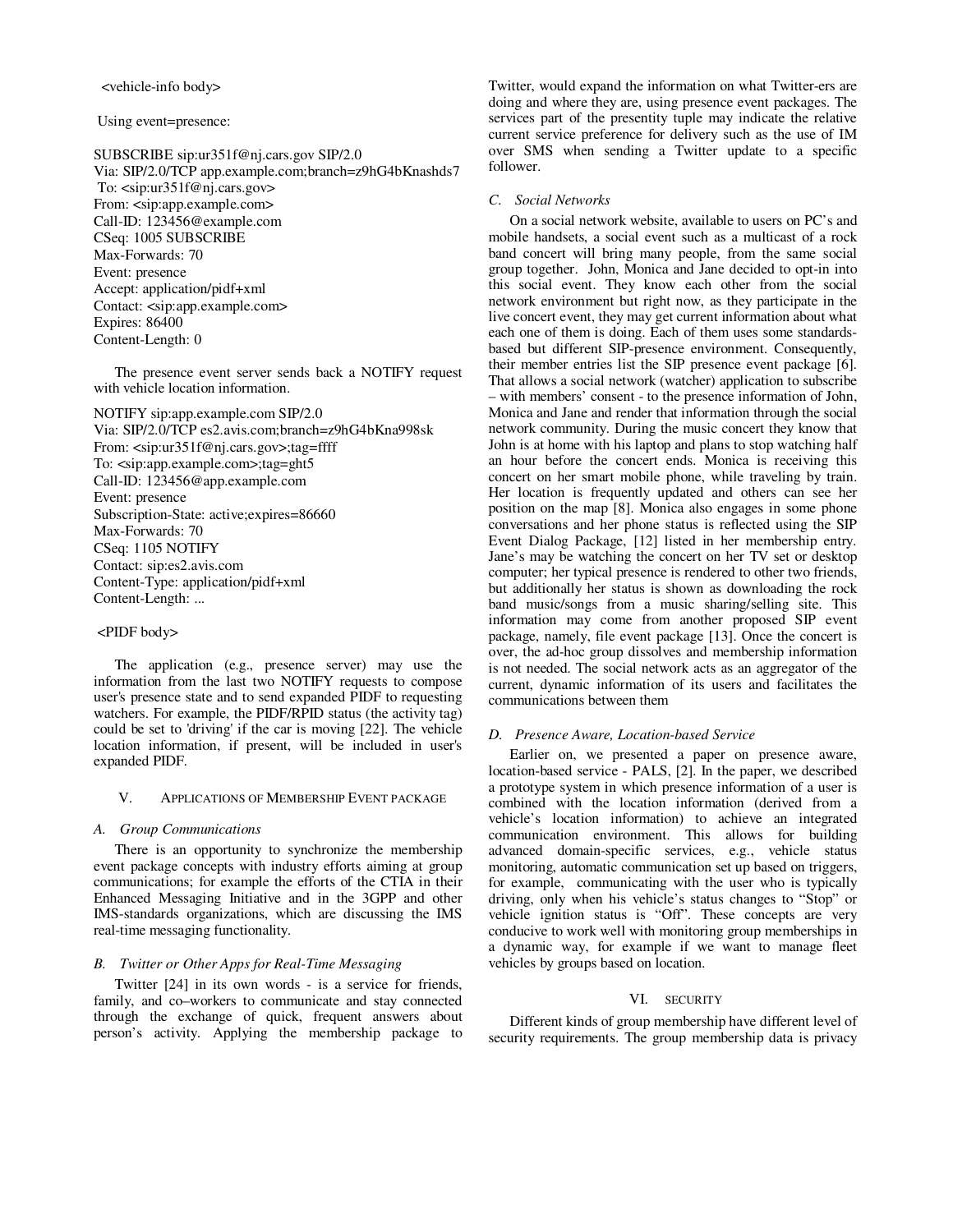<vehicle-info body>

Using event=presence:

```
SUBSCRIBE sip:ur351f@nj.cars.gov SIP/2.0
Via: SIP/2.0/TCP app.example.com;branch=z9hG4bKnashds7
To: <sip:ur351f@nj.cars.gov>
From: <sip:app.example.com>
Call-ID: 123456@example.com
CSeq: 1005 SUBSCRIBE
Max-Forwards: 70
Event: presence
Accept: application/pidf+xml
Contact: <sip:app.example.com>
Expires: 86400
Content-Length: 0
```

The presence event server sends back a NOTIFY request with vehicle location information.

```
NOTIFY sip:app.example.com SIP/2.0
Via: SIP/2.0/TCP es2.avis.com;branch=z9hG4bKna998sk
From: <sip:ur351f@nj.cars.gov>;tag=ffff
To: <sip:app.example.com>;tag=ght5
Call-ID: 123456@app.example.com
Event: presence
Subscription-State: active;expires=86660
Max-Forwards: 70
CSeq: 1105 NOTIFY
Contact: sip:es2.avis.com
Content-Type: application/pidf+xml
Content-Length: ...
```

<PIDF body>

The application (e.g., presence server) may use the information from the last two NOTIFY requests to compose user's presence state and to send expanded PIDF to requesting watchers. For example, the PIDF/RPID status (the activity tag) could be set to 'driving' if the car is moving [22]. The vehicle location information, if present, will be included in user's expanded PIDF.

## V. Applications of Membership Event package

### A. Group Communications

There is an opportunity to synchronize the membership event package concepts with industry efforts aiming at group communications; for example the efforts of the CTIA in their Enhanced Messaging Initiative and in the 3GPP and other IMS-standards organizations, which are discussing the IMS real-time messaging functionality.

### B. Twitter or Other Apps for Real-Time Messaging

Twitter [24] in its own words - is a service for friends, family, and co–workers to communicate and stay connected through the exchange of quick, frequent answers about person's activity. Applying the membership package to Twitter, would expand the information on what Twitter-ers are doing and where they are, using presence event packages. The services part of the presentity tuple may indicate the relative current service preference for delivery such as the use of IM over SMS when sending a Twitter update to a specific follower.

### C. Social Networks

On a social network website, available to users on PC's and mobile handsets, a social event such as a multicast of a rock band concert will bring many people, from the same social group together. John, Monica and Jane decided to opt-in into this social event. They know each other from the social network environment but right now, as they participate in the live concert event, they may get current information about what each one of them is doing. Each of them uses some standards-based but different SIP-presence environment. Consequently, their member entries list the SIP presence event package [6]. That allows a social network (watcher) application to subscribe – with members' consent - to the presence information of John, Monica and Jane and render that information through the social network community. During the music concert they know that John is at home with his laptop and plans to stop watching half an hour before the concert ends. Monica is receiving this concert on her smart mobile phone, while traveling by train. Her location is frequently updated and others can see her position on the map [8]. Monica also engages in some phone conversations and her phone status is reflected using the SIP Event Dialog Package, [12] listed in her membership entry. Jane's may be watching the concert on her TV set or desktop computer; her typical presence is rendered to other two friends, but additionally her status is shown as downloading the rock band music/songs from a music sharing/selling site. This information may come from another proposed SIP event package, namely, file event package [13]. Once the concert is over, the ad-hoc group dissolves and membership information is not needed. The social network acts as an aggregator of the current, dynamic information of its users and facilitates the communications between them

### D. Presence Aware, Location-based Service

Earlier on, we presented a paper on presence aware, location-based service - PALS, [2]. In the paper, we described a prototype system in which presence information of a user is combined with the location information (derived from a vehicle's location information) to achieve an integrated communication environment. This allows for building advanced domain-specific services, e.g., vehicle status monitoring, automatic communication set up based on triggers, for example, communicating with the user who is typically driving, only when his vehicle's status changes to "Stop" or vehicle ignition status is "Off". These concepts are very conducive to work well with monitoring group memberships in a dynamic way, for example if we want to manage fleet vehicles by groups based on location.

## VI. Security

Different kinds of group membership have different level of security requirements. The group membership data is privacy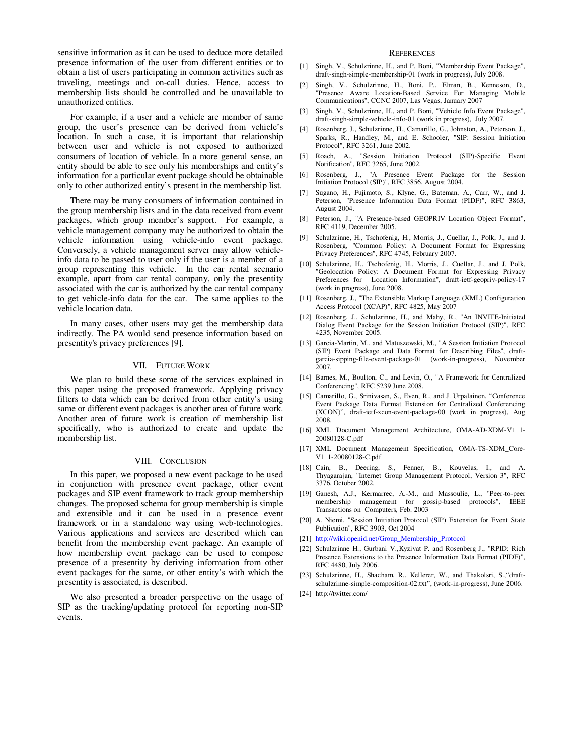sensitive information as it can be used to deduce more detailed presence information of the user from different entities or to obtain a list of users participating in common activities such as traveling, meetings and on-call duties. Hence, access to membership lists should be controlled and be unavailable to unauthorized entities.

For example, if a user and a vehicle are member of same group, the user's presence can be derived from vehicle's location. In such a case, it is important that relationship between user and vehicle is not exposed to authorized consumers of location of vehicle. In a more general sense, an entity should be able to see only his memberships and entity's information for a particular event package should be obtainable only to other authorized entity's present in the membership list.

There may be many consumers of information contained in the group membership lists and in the data received from event packages, which group member's support. For example, a vehicle management company may be authorized to obtain the vehicle information using vehicle-info event package. Conversely, a vehicle management server may allow vehicle-info data to be passed to user only if the user is a member of a group representing this vehicle. In the car rental scenario example, apart from car rental company, only the presentity associated with the car is authorized by the car rental company to get vehicle-info data for the car. The same applies to the vehicle location data.

In many cases, other users may get the membership data indirectly. The PA would send presence information based on presentity's privacy preferences [9].

## VII. Future Work

We plan to build these some of the services explained in this paper using the proposed framework. Applying privacy filters to data which can be derived from other entity's using same or different event packages is another area of future work. Another area of future work is creation of membership list specifically, who is authorized to create and update the membership list.

## VIII. Conclusion

In this paper, we proposed a new event package to be used in conjunction with presence event package, other event packages and SIP event framework to track group membership changes. The proposed schema for group membership is simple and extensible and it can be used in a presence event framework or in a standalone way using web-technologies. Various applications and services are described which can benefit from the membership event package. An example of how membership event package can be used to compose presence of a presentity by deriving information from other event packages for the same, or other entity's with which the presentity is associated, is described.

We also presented a broader perspective on the usage of SIP as the tracking/updating protocol for reporting non-SIP events.

## References

[1] Singh, V., Schulzrinne, H., and P. Boni, "Membership Event Package", draft-singh-simple-membership-01 (work in progress), July 2008.

[2] Singh, V., Schulzrinne, H., Boni, P., Elman, B., Kenneson, D., "Presence Aware Location-Based Service For Managing Mobile Communications", CCNC 2007, Las Vegas, January 2007

[3] Singh, V., Schulzrinne, H., and P. Boni, "Vehicle Info Event Package", draft-singh-simple-vehicle-info-01 (work in progress), July 2007.

[4] Rosenberg, J., Schulzrinne, H., Camarillo, G., Johnston, A., Peterson, J., Sparks, R., Handley, M., and E. Schooler, "SIP: Session Initiation Protocol", RFC 3261, June 2002.

[5] Roach, A., "Session Initiation Protocol (SIP)-Specific Event Notification", RFC 3265, June 2002.

[6] Rosenberg, J., "A Presence Event Package for the Session Initiation Protocol (SIP)", RFC 3856, August 2004.

[7] Sugano, H., Fujimoto, S., Klyne, G., Bateman, A., Carr, W., and J. Peterson, "Presence Information Data Format (PIDF)", RFC 3863, August 2004.

[8] Peterson, J., "A Presence-based GEOPRIV Location Object Format", RFC 4119, December 2005.

[9] Schulzrinne, H., Tschofenig, H., Morris, J., Cuellar, J., Polk, J., and J. Rosenberg, "Common Policy: A Document Format for Expressing Privacy Preferences", RFC 4745, February 2007.

[10] Schulzrinne, H., Tschofenig, H., Morris, J., Cuellar, J., and J. Polk, "Geolocation Policy: A Document Format for Expressing Privacy Preferences for Location Information", draft-ietf-geopriv-policy-17 (work in progress), June 2008.

[11] Rosenberg, J., "The Extensible Markup Language (XML) Configuration Access Protocol (XCAP)", RFC 4825, May 2007

[12] Rosenberg, J., Schulzrinne, H., and Mahy, R., "An INVITE-Initiated Dialog Event Package for the Session Initiation Protocol (SIP)", RFC 4235, November 2005.

[13] Garcia-Martin, M., and Matuszewski, M., "A Session Initiation Protocol (SIP) Event Package and Data Format for Describing Files", draft-garcia-sipping-file-event-package-01 (work-in-progress), November 2007.

[14] Barnes, M., Boulton, C., and Levin, O., "A Framework for Centralized Conferencing", RFC 5239 June 2008.

[15] Camarillo, G., Srinivasan, S., Even, R., and J. Urpalainen, "Conference Event Package Data Format Extension for Centralized Conferencing (XCON)", draft-ietf-xcon-event-package-00 (work in progress), Aug 2008.

[16] XML Document Management Architecture, OMA-AD-XDM-V1_1-20080128-C.pdf

[17] XML Document Management Specification, OMA-TS-XDM_Core-V1_1-20080128-C.pdf

[18] Cain, B., Deering, S., Fenner, B., Kouvelas, I., and A. Thyagarajan, "Internet Group Management Protocol, Version 3", RFC 3376, October 2002.

[19] Ganesh, A.J., Kermarrec, A.-M., and Massoulie, L., "Peer-to-peer membership management for gossip-based protocols", IEEE Transactions on Computers, Feb. 2003

[20] A. Niemi, "Session Initiation Protocol (SIP) Extension for Event State Publication", RFC 3903, Oct 2004

[21] http://wiki.openid.net/Group_Membership_Protocol

[22] Schulzrinne H., Gurbani V.,Kyzivat P. and Rosenberg J., "RPID: Rich Presence Extensions to the Presence Information Data Format (PIDF)", RFC 4480, July 2006.

[23] Schulzrinne, H., Shacham, R., Kellerer, W., and Thakolsri, S.,"draft-schulzrinne-simple-composition-02.txt", (work-in-progress), June 2006.

[24] http://twitter.com/